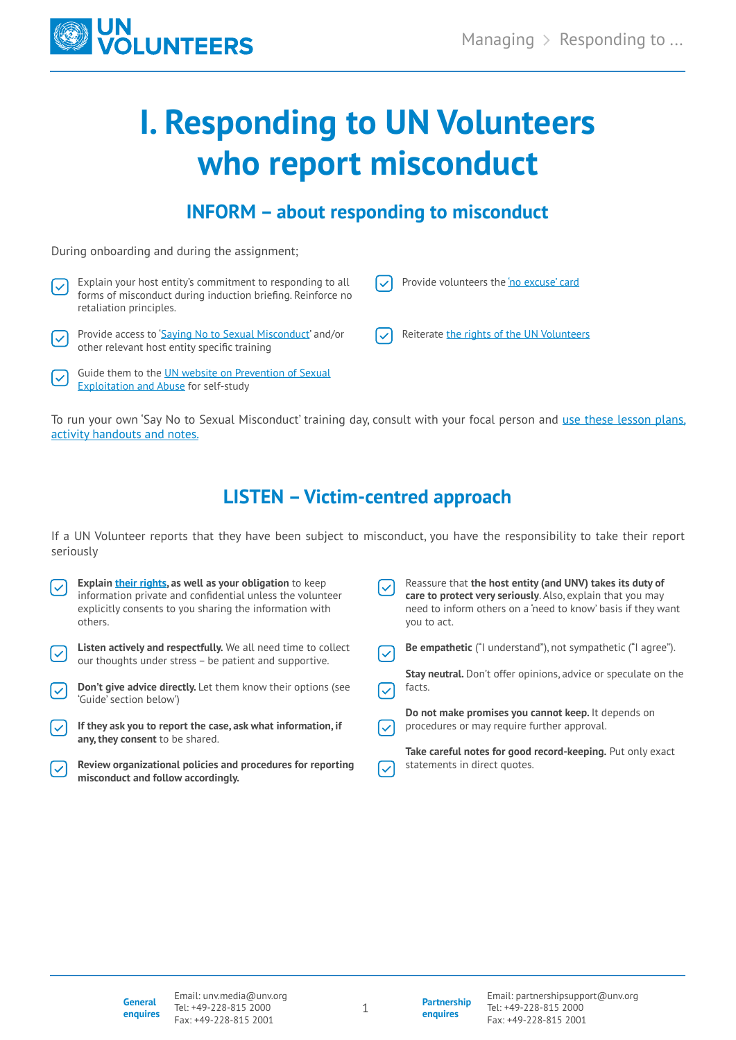# I. Responding to UN Volunteers who report misconduct

## INFORM – about responding to misconduct

During onboarding and during the assignment;

- Explain your host entity's commitment to responding to all forms of misconduct during induction briefing. Reinforce no retaliation principles.
- Provide access to 'Saying No to Sexual Misconduct' and/or other relevant host entity specific training
- Guide them to the UN website on Prevention of Sexual Exploitation and Abuse for self-study
- Provide volunteers the 'no excuse' card
- Reiterate the rights of the UN Volunteers

To run your own 'Say No to Sexual Misconduct' training day, consult with your focal person and use these lesson plans, activity handouts and notes.

## LISTEN – Victim-centred approach

If a UN Volunteer reports that they have been subject to misconduct, you have the responsibility to take their report seriously

- **Explain their rights, as well as your obligation** to keep information private and confidential unless the volunteer explicitly consents to you sharing the information with others.
- **Listen actively and respectfully.** We all need time to collect our thoughts under stress – be patient and supportive.
- **Don't give advice directly.** Let them know their options (see 'Guide' section below)
- **If they ask you to report the case, ask what information, if any, they consent** to be shared.
- **Review organizational policies and procedures for reporting misconduct and follow accordingly.**
- Reassure that **the host entity (and UNV) takes its duty of care to protect very seriously**. Also, explain that you may need to inform others on a 'need to know' basis if they want you to act.
- **Be empathetic** ("I understand"), not sympathetic ("I agree").
- **Stay neutral.** Don't offer opinions, advice or speculate on the facts.
- **Do not make promises you cannot keep.** It depends on procedures or may require further approval.
- **Take careful notes for good record-keeping.** Put only exact statements in direct quotes.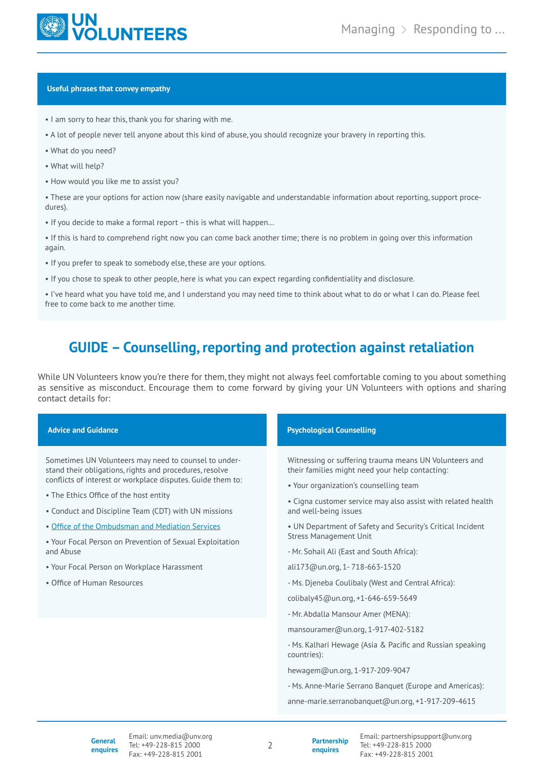### Useful phrases that convey empathy

- I am sorry to hear this, thank you for sharing with me.
- A lot of people never tell anyone about this kind of abuse, you should recognize your bravery in reporting this.
- What do you need?
- What will help?
- How would you like me to assist you?
- These are your options for action now (share easily navigable and understandable information about reporting, support procedures).
- If you decide to make a formal report – this is what will happen…
- If this is hard to comprehend right now you can come back another time; there is no problem in going over this information again.
- If you prefer to speak to somebody else, these are your options.
- If you chose to speak to other people, here is what you can expect regarding confidentiality and disclosure.
- I've heard what you have told me, and I understand you may need time to think about what to do or what I can do. Please feel free to come back to me another time.

## GUIDE – Counselling, reporting and protection against retaliation

While UN Volunteers know you're there for them, they might not always feel comfortable coming to you about something as sensitive as misconduct. Encourage them to come forward by giving your UN Volunteers with options and sharing contact details for:

### Advice and Guidance

Sometimes UN Volunteers may need to counsel to understand their obligations, rights and procedures, resolve conflicts of interest or workplace disputes. Guide them to:

- The Ethics Office of the host entity
- Conduct and Discipline Team (CDT) with UN missions
- Office of the Ombudsman and Mediation Services
- Your Focal Person on Prevention of Sexual Exploitation and Abuse
- Your Focal Person on Workplace Harassment
- Office of Human Resources

### Psychological Counselling

Witnessing or suffering trauma means UN Volunteers and their families might need your help contacting:

- Your organization's counselling team
- Cigna customer service may also assist with related health and well-being issues
- UN Department of Safety and Security's Critical Incident Stress Management Unit

- Mr. Sohail Ali (East and South Africa):

ali173@un.org, 1- 718-663-1520

- Ms. Djeneba Coulibaly (West and Central Africa):

colibaly45@un.org, +1-646-659-5649

- Mr. Abdalla Mansour Amer (MENA):

mansouramer@un.org, 1-917-402-5182

- Ms. Kalhari Hewage (Asia & Pacific and Russian speaking countries):

hewagem@un.org, 1-917-209-9047

- Ms. Anne-Marie Serrano Banquet (Europe and Americas):

anne-marie.serranobanquet@un.org, +1-917-209-4615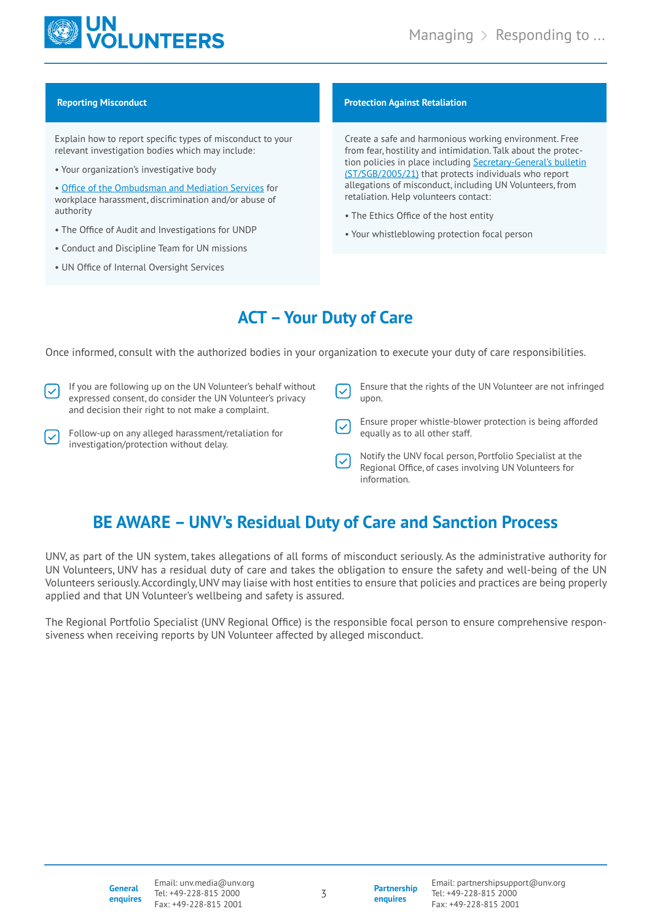### Reporting Misconduct

Explain how to report specific types of misconduct to your relevant investigation bodies which may include:

- Your organization's investigative body
- Office of the Ombudsman and Mediation Services for workplace harassment, discrimination and/or abuse of authority
- The Office of Audit and Investigations for UNDP
- Conduct and Discipline Team for UN missions
- UN Office of Internal Oversight Services

### Protection Against Retaliation

Create a safe and harmonious working environment. Free from fear, hostility and intimidation. Talk about the protection policies in place including Secretary-General's bulletin (ST/SGB/2005/21) that protects individuals who report allegations of misconduct, including UN Volunteers, from retaliation. Help volunteers contact:

- The Ethics Office of the host entity
- Your whistleblowing protection focal person

## ACT – Your Duty of Care

Once informed, consult with the authorized bodies in your organization to execute your duty of care responsibilities.

- If you are following up on the UN Volunteer's behalf without expressed consent, do consider the UN Volunteer's privacy and decision their right to not make a complaint.
- Follow-up on any alleged harassment/retaliation for investigation/protection without delay.
- Ensure that the rights of the UN Volunteer are not infringed upon.
- Ensure proper whistle-blower protection is being afforded equally as to all other staff.
- Notify the UNV focal person, Portfolio Specialist at the Regional Office, of cases involving UN Volunteers for information.

## BE AWARE – UNV's Residual Duty of Care and Sanction Process

UNV, as part of the UN system, takes allegations of all forms of misconduct seriously. As the administrative authority for UN Volunteers, UNV has a residual duty of care and takes the obligation to ensure the safety and well-being of the UN Volunteers seriously. Accordingly, UNV may liaise with host entities to ensure that policies and practices are being properly applied and that UN Volunteer's wellbeing and safety is assured.

The Regional Portfolio Specialist (UNV Regional Office) is the responsible focal person to ensure comprehensive responsiveness when receiving reports by UN Volunteer affected by alleged misconduct.

**General enquires**
Email: unv.media@unv.org
Tel: +49-228-815 2000
Fax: +49-228-815 2001

**Partnership enquires**
Email: partnershipsupport@unv.org
Tel: +49-228-815 2000
Fax: +49-228-815 2001